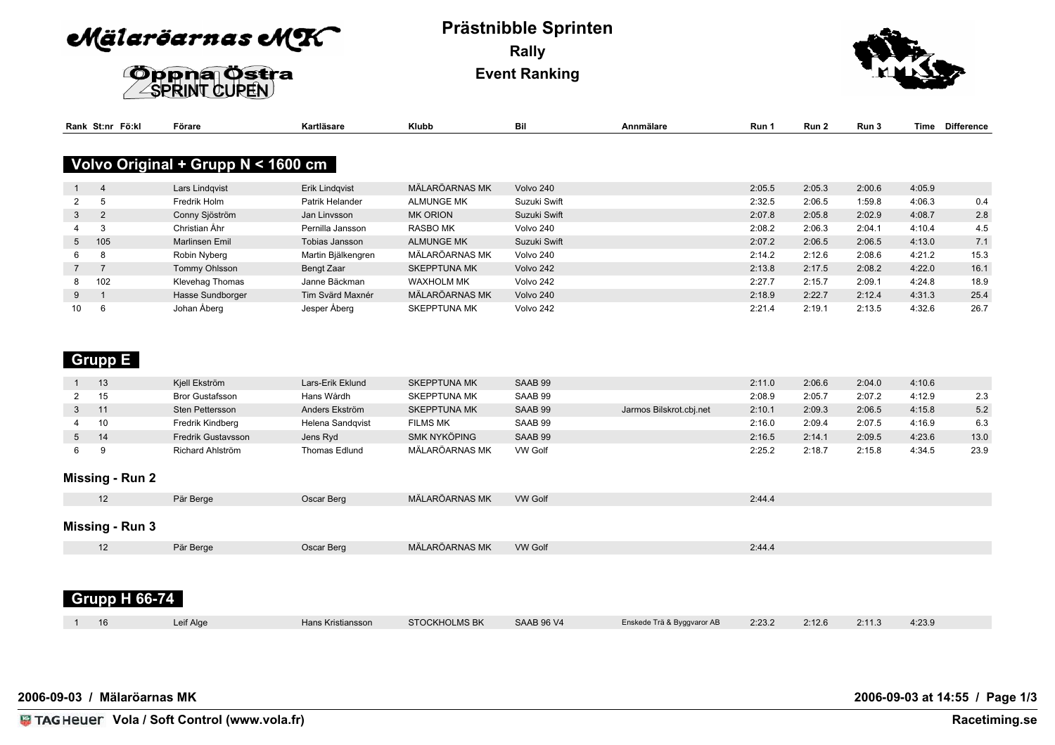# Prästnibble Sprinten

## Rally

## Event Ranking

Mälaröarnas MK

Öppna Östra SPRINT CUPEN

### Volvo Original + Grupp N < 1600 cm

| Rank | St:nr | Fö:kl | Förare | Kartläsare | Klubb | Bil | Anmälare | Run 1 | Run 2 | Run 3 | Time | Difference |
|---|---|---|---|---|---|---|---|---|---|---|---|---|
| 1 | 4 | | Lars Lindqvist | Erik Lindqvist | MÄLARÖARNAS MK | Volvo 240 | | 2:05.5 | 2:05.3 | 2:00.6 | 4:05.9 | |
| 2 | 5 | | Fredrik Holm | Patrik Helander | ALMUNGE MK | Suzuki Swift | | 2:32.5 | 2:06.5 | 1:59.8 | 4:06.3 | 0.4 |
| 3 | 2 | | Conny Sjöström | Jan Linvsson | MK ORION | Suzuki Swift | | 2:07.8 | 2:05.8 | 2:02.9 | 4:08.7 | 2.8 |
| 4 | 3 | | Christian Åhr | Pernilla Jansson | RASBO MK | Volvo 240 | | 2:08.2 | 2:06.3 | 2:04.1 | 4:10.4 | 4.5 |
| 5 | 105 | | Marlinsen Emil | Tobias Jansson | ALMUNGE MK | Suzuki Swift | | 2:07.2 | 2:06.5 | 2:06.5 | 4:13.0 | 7.1 |
| 6 | 8 | | Robin Nyberg | Martin Bjälkengren | MÄLARÖARNAS MK | Volvo 240 | | 2:14.2 | 2:12.6 | 2:08.6 | 4:21.2 | 15.3 |
| 7 | 7 | | Tommy Ohlsson | Bengt Zaar | SKEPPTUNA MK | Volvo 242 | | 2:13.8 | 2:17.5 | 2:08.2 | 4:22.0 | 16.1 |
| 8 | 102 | | Klevehag Thomas | Janne Bäckman | WAXHOLM MK | Volvo 242 | | 2:27.7 | 2:15.7 | 2:09.1 | 4:24.8 | 18.9 |
| 9 | 1 | | Hasse Sundborger | Tim Svärd Maxnér | MÄLARÖARNAS MK | Volvo 240 | | 2:18.9 | 2:22.7 | 2:12.4 | 4:31.3 | 25.4 |
| 10 | 6 | | Johan Åberg | Jesper Åberg | SKEPPTUNA MK | Volvo 242 | | 2:21.4 | 2:19.1 | 2:13.5 | 4:32.6 | 26.7 |

### Grupp E

| Rank | St:nr | Fö:kl | Förare | Kartläsare | Klubb | Bil | Anmälare | Run 1 | Run 2 | Run 3 | Time | Difference |
|---|---|---|---|---|---|---|---|---|---|---|---|---|
| 1 | 13 | | Kjell Ekström | Lars-Erik Eklund | SKEPPTUNA MK | SAAB 99 | | 2:11.0 | 2:06.6 | 2:04.0 | 4:10.6 | |
| 2 | 15 | | Bror Gustafsson | Hans Wärdh | SKEPPTUNA MK | SAAB 99 | | 2:08.9 | 2:05.7 | 2:07.2 | 4:12.9 | 2.3 |
| 3 | 11 | | Sten Pettersson | Anders Ekström | SKEPPTUNA MK | SAAB 99 | Jarmos Bilskrot.cbj.net | 2:10.1 | 2:09.3 | 2:06.5 | 4:15.8 | 5.2 |
| 4 | 10 | | Fredrik Kindberg | Helena Sandqvist | FILMS MK | SAAB 99 | | 2:16.0 | 2:09.4 | 2:07.5 | 4:16.9 | 6.3 |
| 5 | 14 | | Fredrik Gustavsson | Jens Ryd | SMK NYKÖPING | SAAB 99 | | 2:16.5 | 2:14.1 | 2:09.5 | 4:23.6 | 13.0 |
| 6 | 9 | | Richard Ahlström | Thomas Edlund | MÄLARÖARNAS MK | VW Golf | | 2:25.2 | 2:18.7 | 2:15.8 | 4:34.5 | 23.9 |

#### Missing - Run 2

| Rank | St:nr | Fö:kl | Förare | Kartläsare | Klubb | Bil | Anmälare | Run 1 | Run 2 | Run 3 | Time | Difference |
|---|---|---|---|---|---|---|---|---|---|---|---|---|
| | 12 | | Pär Berge | Oscar Berg | MÄLARÖARNAS MK | VW Golf | | 2:44.4 | | | | |

#### Missing - Run 3

| Rank | St:nr | Fö:kl | Förare | Kartläsare | Klubb | Bil | Anmälare | Run 1 | Run 2 | Run 3 | Time | Difference |
|---|---|---|---|---|---|---|---|---|---|---|---|---|
| | 12 | | Pär Berge | Oscar Berg | MÄLARÖARNAS MK | VW Golf | | 2:44.4 | | | | |

### Grupp H 66-74

| Rank | St:nr | Fö:kl | Förare | Kartläsare | Klubb | Bil | Anmälare | Run 1 | Run 2 | Run 3 | Time | Difference |
|---|---|---|---|---|---|---|---|---|---|---|---|---|
| 1 | 16 | | Leif Alge | Hans Kristiansson | STOCKHOLMS BK | SAAB 96 V4 | Enskede Trä & Byggvaror AB | 2:23.2 | 2:12.6 | 2:11.3 | 4:23.9 | |

2006-09-03 / Mälaröarnas MK

2006-09-03 at 14:55

TAG Heuer Vola / Soft Control (www.vola.fr)

Racetiming.se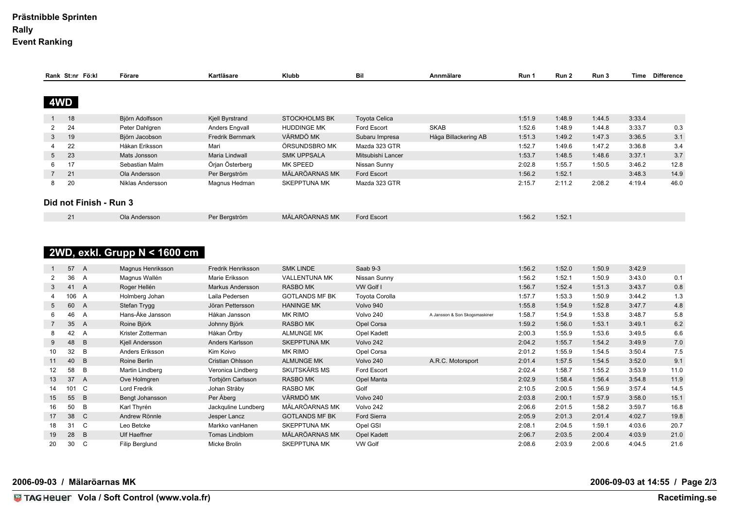**Prästnibble Sprinten**
**Rally**
**Event Ranking**

## 4WD

| Rank | St:nr | Fö:kl | Förare | Kartläsare | Klubb | Bil | Anmälare | Run 1 | Run 2 | Run 3 | Time | Difference |
|---|---|---|---|---|---|---|---|---|---|---|---|---|
| 1 | 18 | | Björn Adolfsson | Kjell Byrstrand | STOCKHOLMS BK | Toyota Celica | | 1:51.9 | 1:48.9 | 1:44.5 | 3:33.4 | |
| 2 | 24 | | Peter Dahlgren | Anders Engvall | HUDDINGE MK | Ford Escort | SKAB | 1:52.6 | 1:48.9 | 1:44.8 | 3:33.7 | 0.3 |
| 3 | 19 | | Björn Jacobson | Fredrik Bernmark | VÄRMDÖ MK | Subaru Impresa | Håga Billackering AB | 1:51.3 | 1:49.2 | 1:47.3 | 3:36.5 | 3.1 |
| 4 | 22 | | Håkan Eriksson | Mari | ÖRSUNDSBRO MK | Mazda 323 GTR | | 1:52.7 | 1:49.6 | 1:47.2 | 3:36.8 | 3.4 |
| 5 | 23 | | Mats Jonsson | Maria Lindwall | SMK UPPSALA | Mitsubishi Lancer | | 1:53.7 | 1:48.5 | 1:48.6 | 3:37.1 | 3.7 |
| 6 | 17 | | Sebastian Malm | Örjan Österberg | MK SPEED | Nissan Sunny | | 2:02.8 | 1:55.7 | 1:50.5 | 3:46.2 | 12.8 |
| 7 | 21 | | Ola Andersson | Per Bergström | MÄLARÖARNAS MK | Ford Escort | | 1:56.2 | 1:52.1 | | 3:48.3 | 14.9 |
| 8 | 20 | | Niklas Andersson | Magnus Hedman | SKEPPTUNA MK | Mazda 323 GTR | | 2:15.7 | 2:11.2 | 2:08.2 | 4:19.4 | 46.0 |

### Did not Finish - Run 3

| Rank | St:nr | Fö:kl | Förare | Kartläsare | Klubb | Bil | Anmälare | Run 1 | Run 2 | Run 3 | Time | Difference |
|---|---|---|---|---|---|---|---|---|---|---|---|---|
| | 21 | | Ola Andersson | Per Bergström | MÄLARÖARNAS MK | Ford Escort | | 1:56.2 | 1:52.1 | | | |

## 2WD, exkl. Grupp N < 1600 cm

| Rank | St:nr | Fö:kl | Förare | Kartläsare | Klubb | Bil | Anmälare | Run 1 | Run 2 | Run 3 | Time | Difference |
|---|---|---|---|---|---|---|---|---|---|---|---|---|
| 1 | 57 | A | Magnus Henriksson | Fredrik Henriksson | SMK LINDE | Saab 9-3 | | 1:56.2 | 1:52.0 | 1:50.9 | 3:42.9 | |
| 2 | 36 | A | Magnus Wallén | Marie Eriksson | VALLENTUNA MK | Nissan Sunny | | 1:56.2 | 1:52.1 | 1:50.9 | 3:43.0 | 0.1 |
| 3 | 41 | A | Roger Hellén | Markus Andersson | RASBO MK | VW Golf I | | 1:56.7 | 1:52.4 | 1:51.3 | 3:43.7 | 0.8 |
| 4 | 106 | A | Holmberg Johan | Laila Pedersen | GOTLANDS MF BK | Toyota Corolla | | 1:57.7 | 1:53.3 | 1:50.9 | 3:44.2 | 1.3 |
| 5 | 60 | A | Stefan Trygg | Jöran Pettersson | HANINGE MK | Volvo 940 | | 1:55.8 | 1:54.9 | 1:52.8 | 3:47.7 | 4.8 |
| 6 | 46 | A | Hans-Åke Jansson | Håkan Jansson | MK RIMO | Volvo 240 | A Jansson & Son Skogsmaskiner | 1:58.7 | 1:54.9 | 1:53.8 | 3:48.7 | 5.8 |
| 7 | 35 | A | Roine Björk | Johnny Björk | RASBO MK | Opel Corsa | | 1:59.2 | 1:56.0 | 1:53.1 | 3:49.1 | 6.2 |
| 8 | 42 | A | Krister Zotterman | Håkan Örtby | ALMUNGE MK | Opel Kadett | | 2:00.3 | 1:55.9 | 1:53.6 | 3:49.5 | 6.6 |
| 9 | 48 | B | Kjell Andersson | Anders Karlsson | SKEPPTUNA MK | Volvo 242 | | 2:04.2 | 1:55.7 | 1:54.2 | 3:49.9 | 7.0 |
| 10 | 32 | B | Anders Eriksson | Kim Koivo | MK RIMO | Opel Corsa | | 2:01.2 | 1:55.9 | 1:54.5 | 3:50.4 | 7.5 |
| 11 | 40 | B | Roine Berlin | Cristian Ohlsson | ALMUNGE MK | Volvo 240 | A.R.C. Motorsport | 2:01.4 | 1:57.5 | 1:54.5 | 3:52.0 | 9.1 |
| 12 | 58 | B | Martin Lindberg | Veronica Lindberg | SKUTSKÄRS MS | Ford Escort | | 2:02.4 | 1:58.7 | 1:55.2 | 3:53.9 | 11.0 |
| 13 | 37 | A | Ove Holmgren | Torbjörn Carlsson | RASBO MK | Opel Manta | | 2:02.9 | 1:58.4 | 1:56.4 | 3:54.8 | 11.9 |
| 14 | 101 | C | Lord Fredrik | Johan Stråby | RASBO MK | Golf | | 2:10.5 | 2:00.5 | 1:56.9 | 3:57.4 | 14.5 |
| 15 | 55 | B | Bengt Johansson | Per Åberg | VÄRMDÖ MK | Volvo 240 | | 2:03.8 | 2:00.1 | 1:57.9 | 3:58.0 | 15.1 |
| 16 | 50 | B | Karl Thyrén | Jackquline Lundberg | MÄLARÖARNAS MK | Volvo 242 | | 2:06.6 | 2:01.5 | 1:58.2 | 3:59.7 | 16.8 |
| 17 | 38 | C | Andrew Rönnle | Jesper Lancz | GOTLANDS MF BK | Ford Sierra | | 2:05.9 | 2:01.3 | 2:01.4 | 4:02.7 | 19.8 |
| 18 | 31 | C | Leo Betcke | Markko vanHanen | SKEPPTUNA MK | Opel GSI | | 2:08.1 | 2:04.5 | 1:59.1 | 4:03.6 | 20.7 |
| 19 | 28 | B | Ulf Haeffner | Tomas Lindblom | MÄLARÖARNAS MK | Opel Kadett | | 2:06.7 | 2:03.5 | 2:00.4 | 4:03.9 | 21.0 |
| 20 | 30 | C | Filip Berglund | Micke Brolin | SKEPPTUNA MK | VW Golf | | 2:08.6 | 2:03.9 | 2:00.6 | 4:04.5 | 21.6 |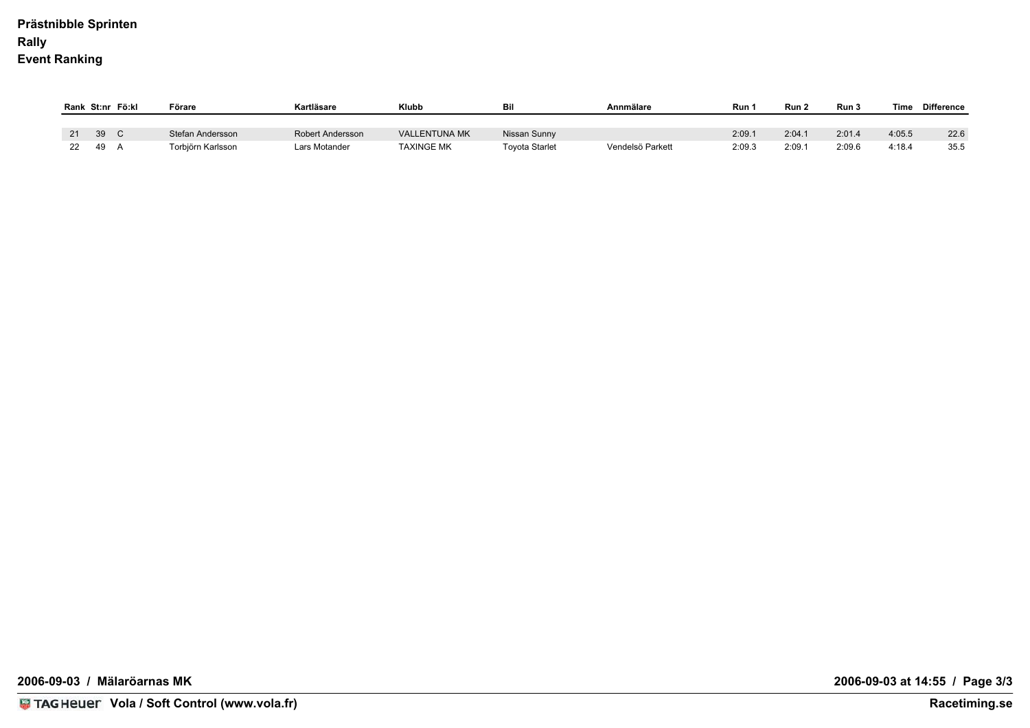**Prästnibble Sprinten**
**Rally**
**Event Ranking**

| Rank | St:nr | Fö:kl | Förare | Kartläsare | Klubb | Bil | Anmälare | Run 1 | Run 2 | Run 3 | Time | Difference |
|---|---|---|---|---|---|---|---|---|---|---|---|---|
| 21 | 39 | C | Stefan Andersson | Robert Andersson | VALLENTUNA MK | Nissan Sunny | | 2:09.1 | 2:04.1 | 2:01.4 | 4:05.5 | 22.6 |
| 22 | 49 | A | Torbjörn Karlsson | Lars Motander | TAXINGE MK | Toyota Starlet | Vendelsö Parkett | 2:09.3 | 2:09.1 | 2:09.6 | 4:18.4 | 35.5 |